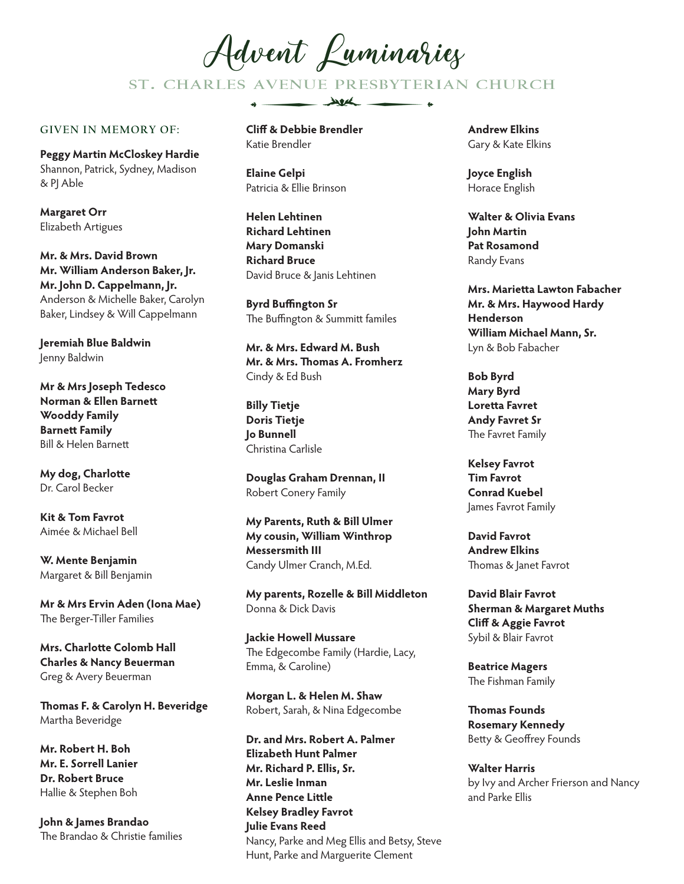# Advent Luminaries

## ST. CHARLES AVENUE PRESBYTERIAN CHURCH

### GIVEN IN MEMORY OF:

**Peggy Martin McCloskey Hardie**
Shannon, Patrick, Sydney, Madison & PJ Able

**Margaret Orr**
Elizabeth Artigues

**Mr. & Mrs. David Brown**
**Mr. William Anderson Baker, Jr.**
**Mr. John D. Cappelmann, Jr.**
Anderson & Michelle Baker, Carolyn Baker, Lindsey & Will Cappelmann

**Jeremiah Blue Baldwin**
Jenny Baldwin

**Mr & Mrs Joseph Tedesco**
**Norman & Ellen Barnett**
**Wooddy Family**
**Barnett Family**
Bill & Helen Barnett

**My dog, Charlotte**
Dr. Carol Becker

**Kit & Tom Favrot**
Aimée & Michael Bell

**W. Mente Benjamin**
Margaret & Bill Benjamin

**Mr & Mrs Ervin Aden (Iona Mae)**
The Berger-Tiller Families

**Mrs. Charlotte Colomb Hall**
**Charles & Nancy Beuerman**
Greg & Avery Beuerman

**Thomas F. & Carolyn H. Beveridge**
Martha Beveridge

**Mr. Robert H. Boh**
**Mr. E. Sorrell Lanier**
**Dr. Robert Bruce**
Hallie & Stephen Boh

**John & James Brandao**
The Brandao & Christie families

**Cliff & Debbie Brendler**
Katie Brendler

**Elaine Gelpi**
Patricia & Ellie Brinson

**Helen Lehtinen**
**Richard Lehtinen**
**Mary Domanski**
**Richard Bruce**
David Bruce & Janis Lehtinen

**Byrd Buffington Sr**
The Buffington & Summitt familes

**Mr. & Mrs. Edward M. Bush**
**Mr. & Mrs. Thomas A. Fromherz**
Cindy & Ed Bush

**Billy Tietje**
**Doris Tietje**
**Jo Bunnell**
Christina Carlisle

**Douglas Graham Drennan, II**
Robert Conery Family

**My Parents, Ruth & Bill Ulmer**
**My cousin, William Winthrop Messersmith III**
Candy Ulmer Cranch, M.Ed.

**My parents, Rozelle & Bill Middleton**
Donna & Dick Davis

**Jackie Howell Mussare**
The Edgecombe Family (Hardie, Lacy, Emma, & Caroline)

**Morgan L. & Helen M. Shaw**
Robert, Sarah, & Nina Edgecombe

**Dr. and Mrs. Robert A. Palmer**
**Elizabeth Hunt Palmer**
**Mr. Richard P. Ellis, Sr.**
**Mr. Leslie Inman**
**Anne Pence Little**
**Kelsey Bradley Favrot**
**Julie Evans Reed**
Nancy, Parke and Meg Ellis and Betsy, Steve Hunt, Parke and Marguerite Clement

**Andrew Elkins**
Gary & Kate Elkins

**Joyce English**
Horace English

**Walter & Olivia Evans**
**John Martin**
**Pat Rosamond**
Randy Evans

**Mrs. Marietta Lawton Fabacher**
**Mr. & Mrs. Haywood Hardy Henderson**
**William Michael Mann, Sr.**
Lyn & Bob Fabacher

**Bob Byrd**
**Mary Byrd**
**Loretta Favret**
**Andy Favret Sr**
The Favret Family

**Kelsey Favrot**
**Tim Favrot**
**Conrad Kuebel**
James Favrot Family

**David Favrot**
**Andrew Elkins**
Thomas & Janet Favrot

**David Blair Favrot**
**Sherman & Margaret Muths**
**Cliff & Aggie Favrot**
Sybil & Blair Favrot

**Beatrice Magers**
The Fishman Family

**Thomas Founds**
**Rosemary Kennedy**
Betty & Geoffrey Founds

**Walter Harris**
by Ivy and Archer Frierson and Nancy and Parke Ellis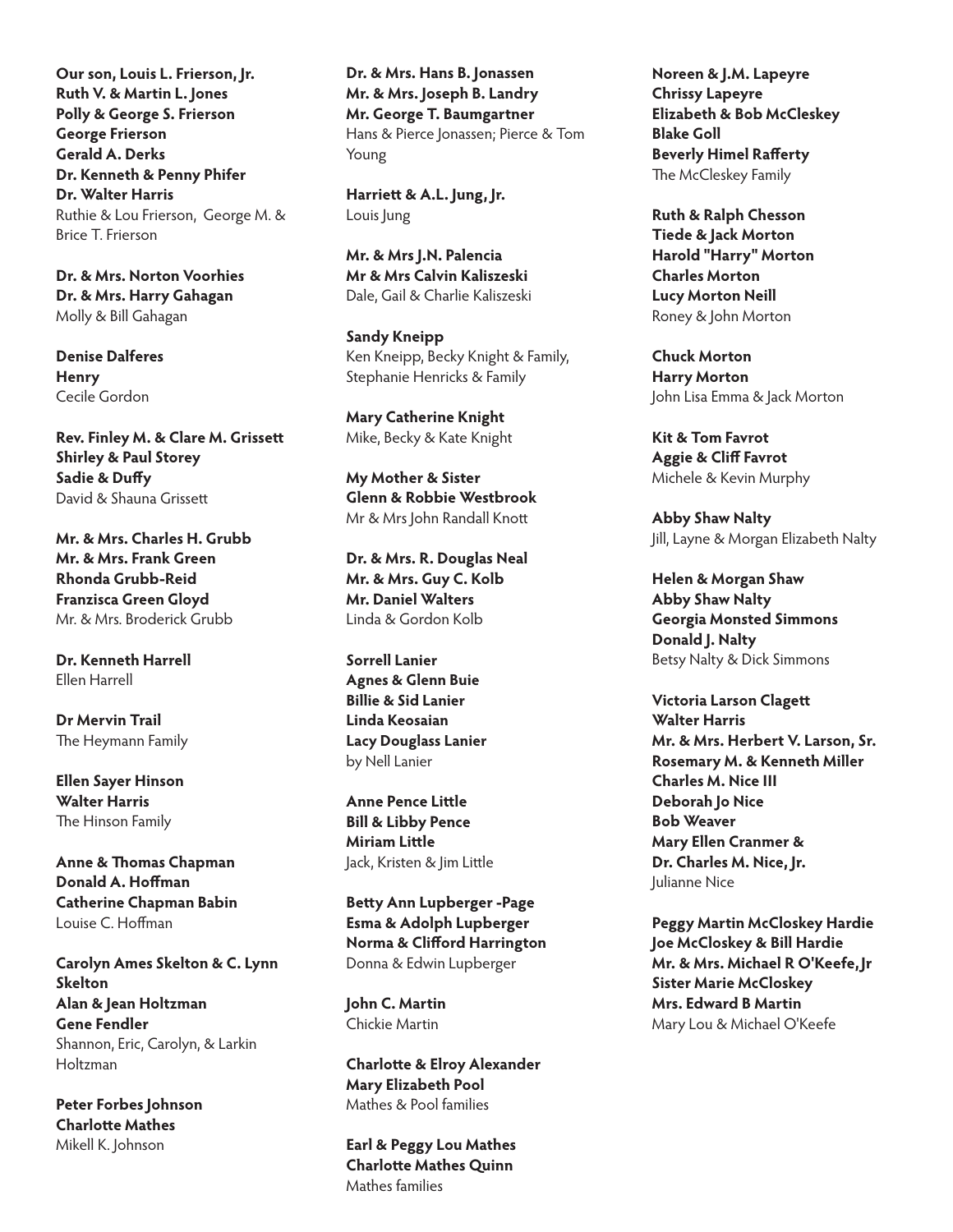**Our son, Louis L. Frierson, Jr.**
**Ruth V. & Martin L. Jones**
**Polly & George S. Frierson**
**George Frierson**
**Gerald A. Derks**
**Dr. Kenneth & Penny Phifer**
**Dr. Walter Harris**
Ruthie & Lou Frierson, George M. & Brice T. Frierson

**Dr. & Mrs. Norton Voorhies**
**Dr. & Mrs. Harry Gahagan**
Molly & Bill Gahagan

**Denise Dalferes**
**Henry**
Cecile Gordon

**Rev. Finley M. & Clare M. Grissett**
**Shirley & Paul Storey**
**Sadie & Duffy**
David & Shauna Grissett

**Mr. & Mrs. Charles H. Grubb**
**Mr. & Mrs. Frank Green**
**Rhonda Grubb-Reid**
**Franzisca Green Gloyd**
Mr. & Mrs. Broderick Grubb

**Dr. Kenneth Harrell**
Ellen Harrell

**Dr Mervin Trail**
The Heymann Family

**Ellen Sayer Hinson**
**Walter Harris**
The Hinson Family

**Anne & Thomas Chapman**
**Donald A. Hoffman**
**Catherine Chapman Babin**
Louise C. Hoffman

**Carolyn Ames Skelton & C. Lynn Skelton**
**Alan & Jean Holtzman**
**Gene Fendler**
Shannon, Eric, Carolyn, & Larkin Holtzman

**Peter Forbes Johnson**
**Charlotte Mathes**
Mikell K. Johnson

**Dr. & Mrs. Hans B. Jonassen**
**Mr. & Mrs. Joseph B. Landry**
**Mr. George T. Baumgartner**
Hans & Pierce Jonassen; Pierce & Tom Young

**Harriett & A.L. Jung, Jr.**
Louis Jung

**Mr. & Mrs J.N. Palencia**
**Mr & Mrs Calvin Kaliszeski**
Dale, Gail & Charlie Kaliszeski

**Sandy Kneipp**
Ken Kneipp, Becky Knight & Family, Stephanie Henricks & Family

**Mary Catherine Knight**
Mike, Becky & Kate Knight

**My Mother & Sister**
**Glenn & Robbie Westbrook**
Mr & Mrs John Randall Knott

**Dr. & Mrs. R. Douglas Neal**
**Mr. & Mrs. Guy C. Kolb**
**Mr. Daniel Walters**
Linda & Gordon Kolb

**Sorrell Lanier**
**Agnes & Glenn Buie**
**Billie & Sid Lanier**
**Linda Keosaian**
**Lacy Douglass Lanier**
by Nell Lanier

**Anne Pence Little**
**Bill & Libby Pence**
**Miriam Little**
Jack, Kristen & Jim Little

**Betty Ann Lupberger -Page**
**Esma & Adolph Lupberger**
**Norma & Clifford Harrington**
Donna & Edwin Lupberger

**John C. Martin**
Chickie Martin

**Charlotte & Elroy Alexander**
**Mary Elizabeth Pool**
Mathes & Pool families

**Earl & Peggy Lou Mathes**
**Charlotte Mathes Quinn**
Mathes families

**Noreen & J.M. Lapeyre**
**Chrissy Lapeyre**
**Elizabeth & Bob McCleskey**
**Blake Goll**
**Beverly Himel Rafferty**
The McCleskey Family

**Ruth & Ralph Chesson**
**Tiede & Jack Morton**
**Harold "Harry" Morton**
**Charles Morton**
**Lucy Morton Neill**
Roney & John Morton

**Chuck Morton**
**Harry Morton**
John Lisa Emma & Jack Morton

**Kit & Tom Favrot**
**Aggie & Cliff Favrot**
Michele & Kevin Murphy

**Abby Shaw Nalty**
Jill, Layne & Morgan Elizabeth Nalty

**Helen & Morgan Shaw**
**Abby Shaw Nalty**
**Georgia Monsted Simmons**
**Donald J. Nalty**
Betsy Nalty & Dick Simmons

**Victoria Larson Clagett**
**Walter Harris**
**Mr. & Mrs. Herbert V. Larson, Sr.**
**Rosemary M. & Kenneth Miller**
**Charles M. Nice III**
**Deborah Jo Nice**
**Bob Weaver**
**Mary Ellen Cranmer & Dr. Charles M. Nice, Jr.**
Julianne Nice

**Peggy Martin McCloskey Hardie**
**Joe McCloskey & Bill Hardie**
**Mr. & Mrs. Michael R O'Keefe, Jr**
**Sister Marie McCloskey**
**Mrs. Edward B Martin**
Mary Lou & Michael O'Keefe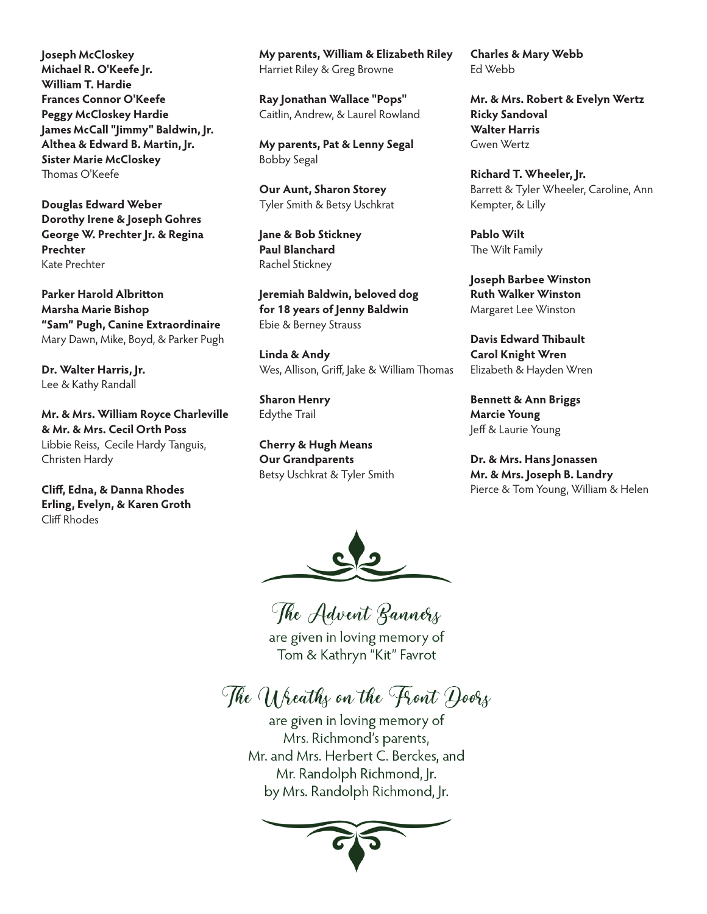**Joseph McCloskey**
**Michael R. O'Keefe Jr.**
**William T. Hardie**
**Frances Connor O'Keefe**
**Peggy McCloskey Hardie**
**James McCall "Jimmy" Baldwin, Jr.**
**Althea & Edward B. Martin, Jr.**
**Sister Marie McCloskey**
Thomas O'Keefe

**Douglas Edward Weber**
**Dorothy Irene & Joseph Gohres**
**George W. Prechter Jr. & Regina Prechter**
Kate Prechter

**Parker Harold Albritton**
**Marsha Marie Bishop**
**"Sam" Pugh, Canine Extraordinaire**
Mary Dawn, Mike, Boyd, & Parker Pugh

**Dr. Walter Harris, Jr.**
Lee & Kathy Randall

**Mr. & Mrs. William Royce Charleville & Mr. & Mrs. Cecil Orth Poss**
Libbie Reiss, Cecile Hardy Tanguis, Christen Hardy

**Cliff, Edna, & Danna Rhodes**
**Erling, Evelyn, & Karen Groth**
Cliff Rhodes

**My parents, William & Elizabeth Riley**
Harriet Riley & Greg Browne

**Ray Jonathan Wallace "Pops"**
Caitlin, Andrew, & Laurel Rowland

**My parents, Pat & Lenny Segal**
Bobby Segal

**Our Aunt, Sharon Storey**
Tyler Smith & Betsy Uschkrat

**Jane & Bob Stickney**
**Paul Blanchard**
Rachel Stickney

**Jeremiah Baldwin, beloved dog for 18 years of Jenny Baldwin**
Ebie & Berney Strauss

**Linda & Andy**
Wes, Allison, Griff, Jake & William Thomas

**Sharon Henry**
Edythe Trail

**Cherry & Hugh Means**
**Our Grandparents**
Betsy Uschkrat & Tyler Smith

**Charles & Mary Webb**
Ed Webb

**Mr. & Mrs. Robert & Evelyn Wertz**
**Ricky Sandoval**
**Walter Harris**
Gwen Wertz

**Richard T. Wheeler, Jr.**
Barrett & Tyler Wheeler, Caroline, Ann Kempter, & Lilly

**Pablo Wilt**
The Wilt Family

**Joseph Barbee Winston**
**Ruth Walker Winston**
Margaret Lee Winston

**Davis Edward Thibault**
**Carol Knight Wren**
Elizabeth & Hayden Wren

**Bennett & Ann Briggs**
**Marcie Young**
Jeff & Laurie Young

**Dr. & Mrs. Hans Jonassen**
**Mr. & Mrs. Joseph B. Landry**
Pierce & Tom Young, William & Helen

## The Advent Banners

are given in loving memory of
Tom & Kathryn "Kit" Favrot

## The Wreaths on the Front Doors

are given in loving memory of
Mrs. Richmond's parents,
Mr. and Mrs. Herbert C. Berckes, and
Mr. Randolph Richmond, Jr.
by Mrs. Randolph Richmond, Jr.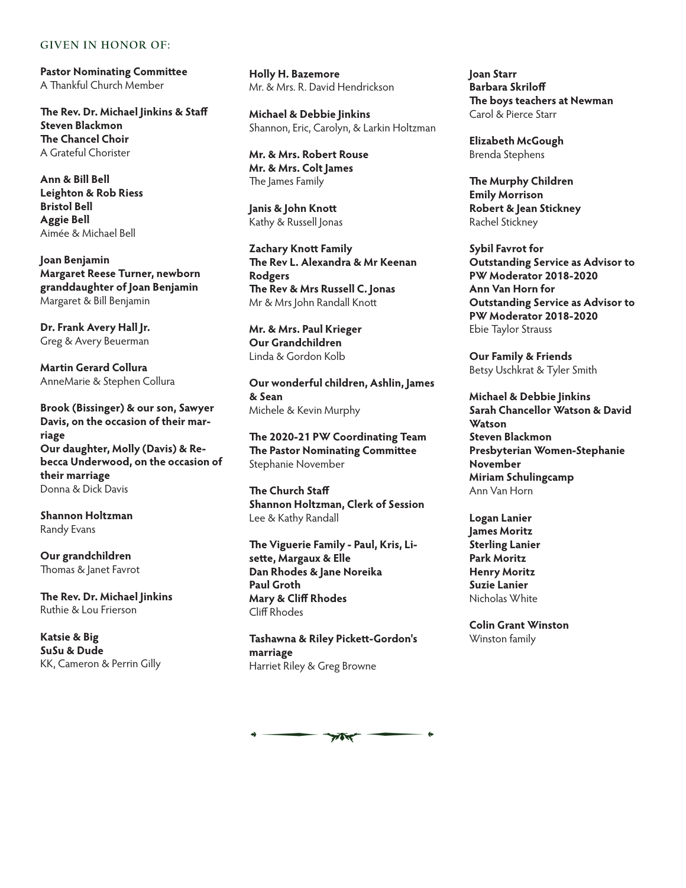## GIVEN IN HONOR OF:

**Pastor Nominating Committee**
A Thankful Church Member

**The Rev. Dr. Michael Jinkins & Staff**
**Steven Blackmon**
**The Chancel Choir**
A Grateful Chorister

**Ann & Bill Bell**
**Leighton & Rob Riess**
**Bristol Bell**
**Aggie Bell**
Aimée & Michael Bell

**Joan Benjamin**
**Margaret Reese Turner, newborn granddaughter of Joan Benjamin**
Margaret & Bill Benjamin

**Dr. Frank Avery Hall Jr.**
Greg & Avery Beuerman

**Martin Gerard Collura**
AnneMarie & Stephen Collura

**Brook (Bissinger) & our son, Sawyer Davis, on the occasion of their marriage**
**Our daughter, Molly (Davis) & Rebecca Underwood, on the occasion of their marriage**
Donna & Dick Davis

**Shannon Holtzman**
Randy Evans

**Our grandchildren**
Thomas & Janet Favrot

**The Rev. Dr. Michael Jinkins**
Ruthie & Lou Frierson

**Katsie & Big**
**SuSu & Dude**
KK, Cameron & Perrin Gilly

**Holly H. Bazemore**
Mr. & Mrs. R. David Hendrickson

**Michael & Debbie Jinkins**
Shannon, Eric, Carolyn, & Larkin Holtzman

**Mr. & Mrs. Robert Rouse**
**Mr. & Mrs. Colt James**
The James Family

**Janis & John Knott**
Kathy & Russell Jonas

**Zachary Knott Family**
**The Rev L. Alexandra & Mr Keenan Rodgers**
**The Rev & Mrs Russell C. Jonas**
Mr & Mrs John Randall Knott

**Mr. & Mrs. Paul Krieger**
**Our Grandchildren**
Linda & Gordon Kolb

**Our wonderful children, Ashlin, James & Sean**
Michele & Kevin Murphy

**The 2020-21 PW Coordinating Team**
**The Pastor Nominating Committee**
Stephanie November

**The Church Staff**
**Shannon Holtzman, Clerk of Session**
Lee & Kathy Randall

**The Viguerie Family - Paul, Kris, Lisette, Margaux & Elle**
**Dan Rhodes & Jane Noreika**
**Paul Groth**
**Mary & Cliff Rhodes**
Cliff Rhodes

**Tashawna & Riley Pickett-Gordon's marriage**
Harriet Riley & Greg Browne

**Joan Starr**
**Barbara Skriloff**
**The boys teachers at Newman**
Carol & Pierce Starr

**Elizabeth McGough**
Brenda Stephens

**The Murphy Children**
**Emily Morrison**
**Robert & Jean Stickney**
Rachel Stickney

**Sybil Favrot for Outstanding Service as Advisor to PW Moderator 2018-2020**
**Ann Van Horn for Outstanding Service as Advisor to PW Moderator 2018-2020**
Ebie Taylor Strauss

**Our Family & Friends**
Betsy Uschkrat & Tyler Smith

**Michael & Debbie Jinkins**
**Sarah Chancellor Watson & David Watson**
**Steven Blackmon**
**Presbyterian Women-Stephanie November**
**Miriam Schulingcamp**
Ann Van Horn

**Logan Lanier**
**James Moritz**
**Sterling Lanier**
**Park Moritz**
**Henry Moritz**
**Suzie Lanier**
Nicholas White

**Colin Grant Winston**
Winston family